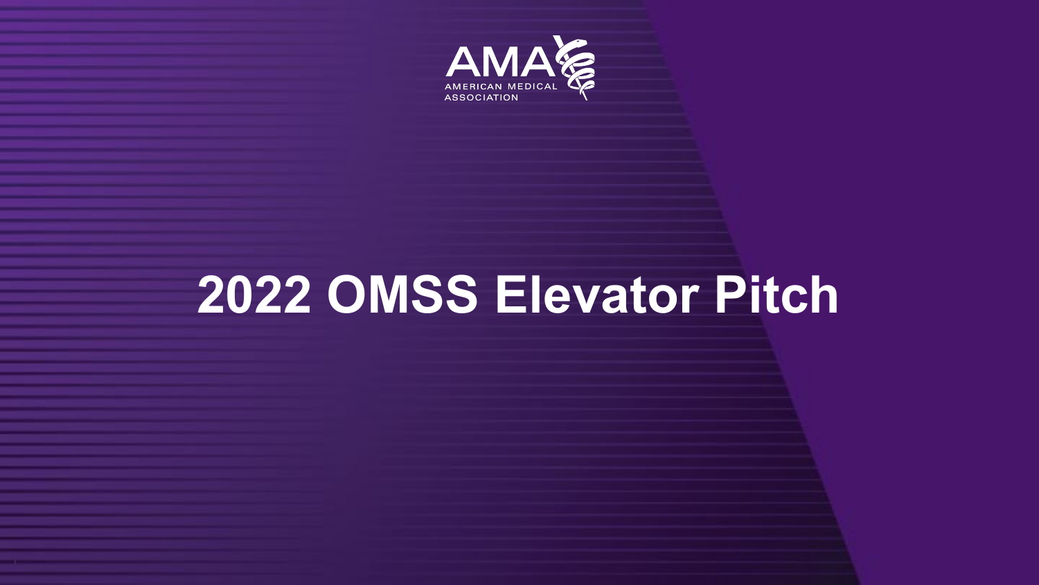AMA

AMERICAN MEDICAL ASSOCIATION

# 2022 OMSS Elevator Pitch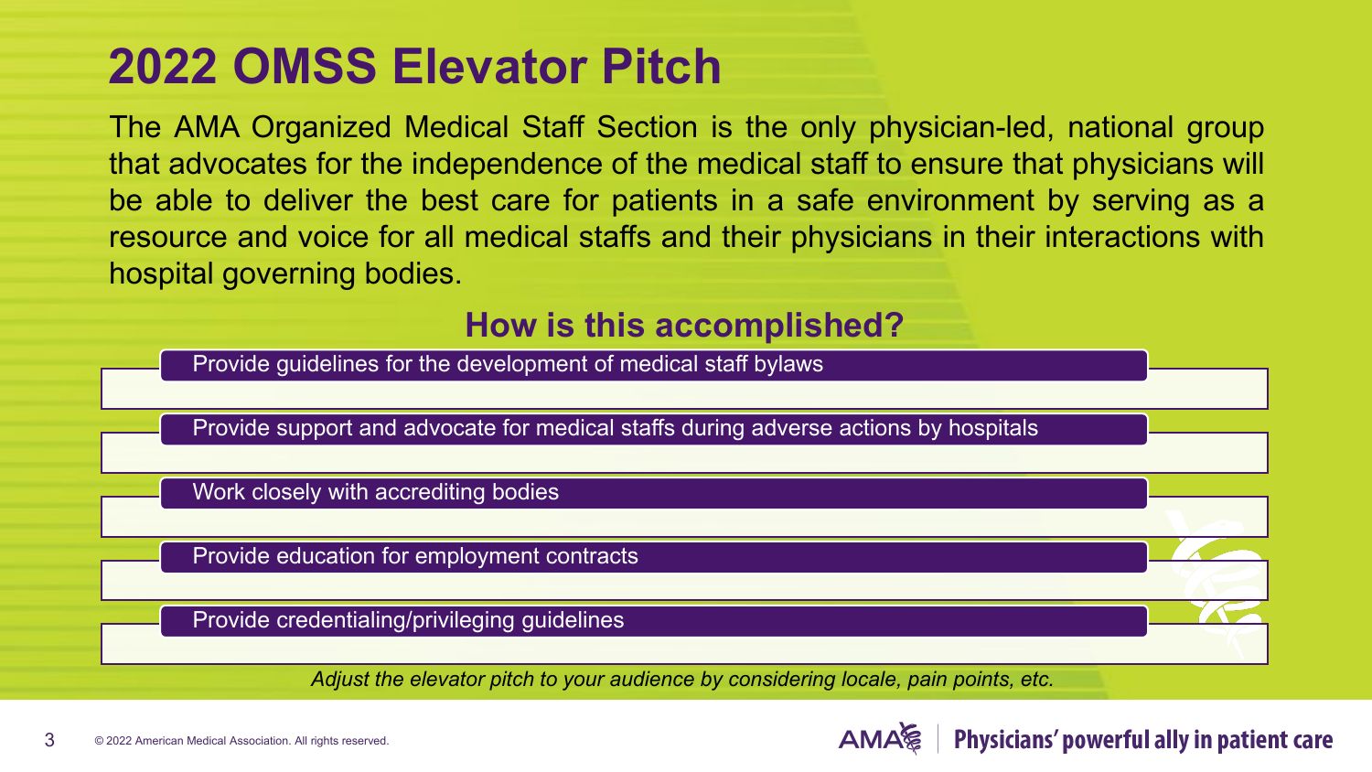# 2022 OMSS Elevator Pitch

The AMA Organized Medical Staff Section is the only physician-led, national group that advocates for the independence of the medical staff to ensure that physicians will be able to deliver the best care for patients in a safe environment by serving as a resource and voice for all medical staffs and their physicians in their interactions with hospital governing bodies.

## How is this accomplished?

- Provide guidelines for the development of medical staff bylaws
- Provide support and advocate for medical staffs during adverse actions by hospitals
- Work closely with accrediting bodies
- Provide education for employment contracts
- Provide credentialing/privileging guidelines

*Adjust the elevator pitch to your audience by considering locale, pain points, etc.*

© 2022 American Medical Association. All rights reserved.

AMA | Physicians' powerful ally in patient care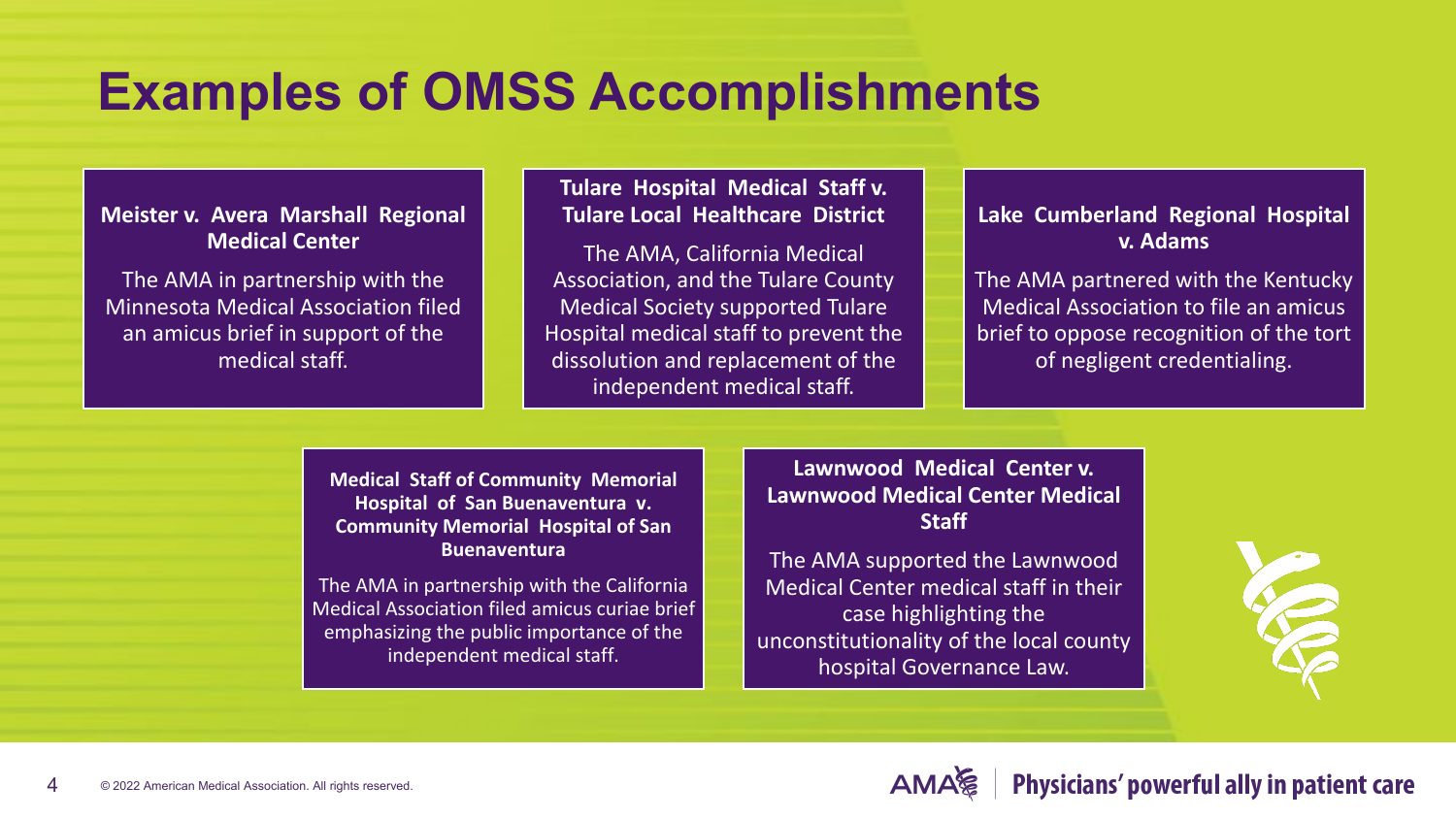# Examples of OMSS Accomplishments

### Meister v. Avera Marshall Regional Medical Center

The AMA in partnership with the Minnesota Medical Association filed an amicus brief in support of the medical staff.

### Tulare Hospital Medical Staff v. Tulare Local Healthcare District

The AMA, California Medical Association, and the Tulare County Medical Society supported Tulare Hospital medical staff to prevent the dissolution and replacement of the independent medical staff.

### Lake Cumberland Regional Hospital v. Adams

The AMA partnered with the Kentucky Medical Association to file an amicus brief to oppose recognition of the tort of negligent credentialing.

### Medical Staff of Community Memorial Hospital of San Buenaventura v. Community Memorial Hospital of San Buenaventura

The AMA in partnership with the California Medical Association filed amicus curiae brief emphasizing the public importance of the independent medical staff.

### Lawnwood Medical Center v. Lawnwood Medical Center Medical Staff

The AMA supported the Lawnwood Medical Center medical staff in their case highlighting the unconstitutionality of the local county hospital Governance Law.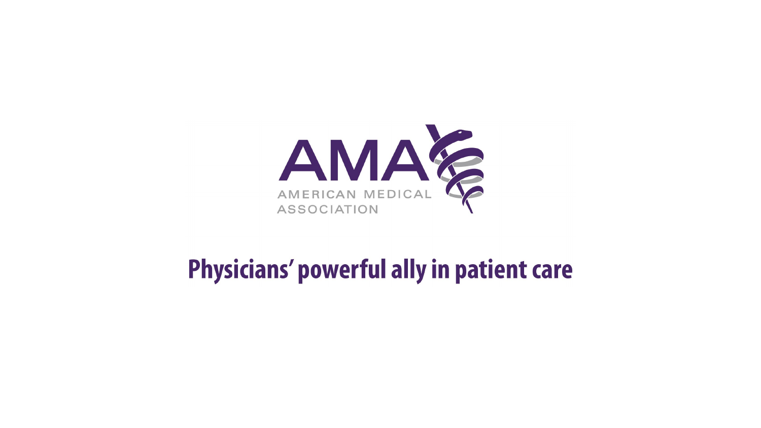AMA

AMERICAN MEDICAL ASSOCIATION

**Physicians' powerful ally in patient care**